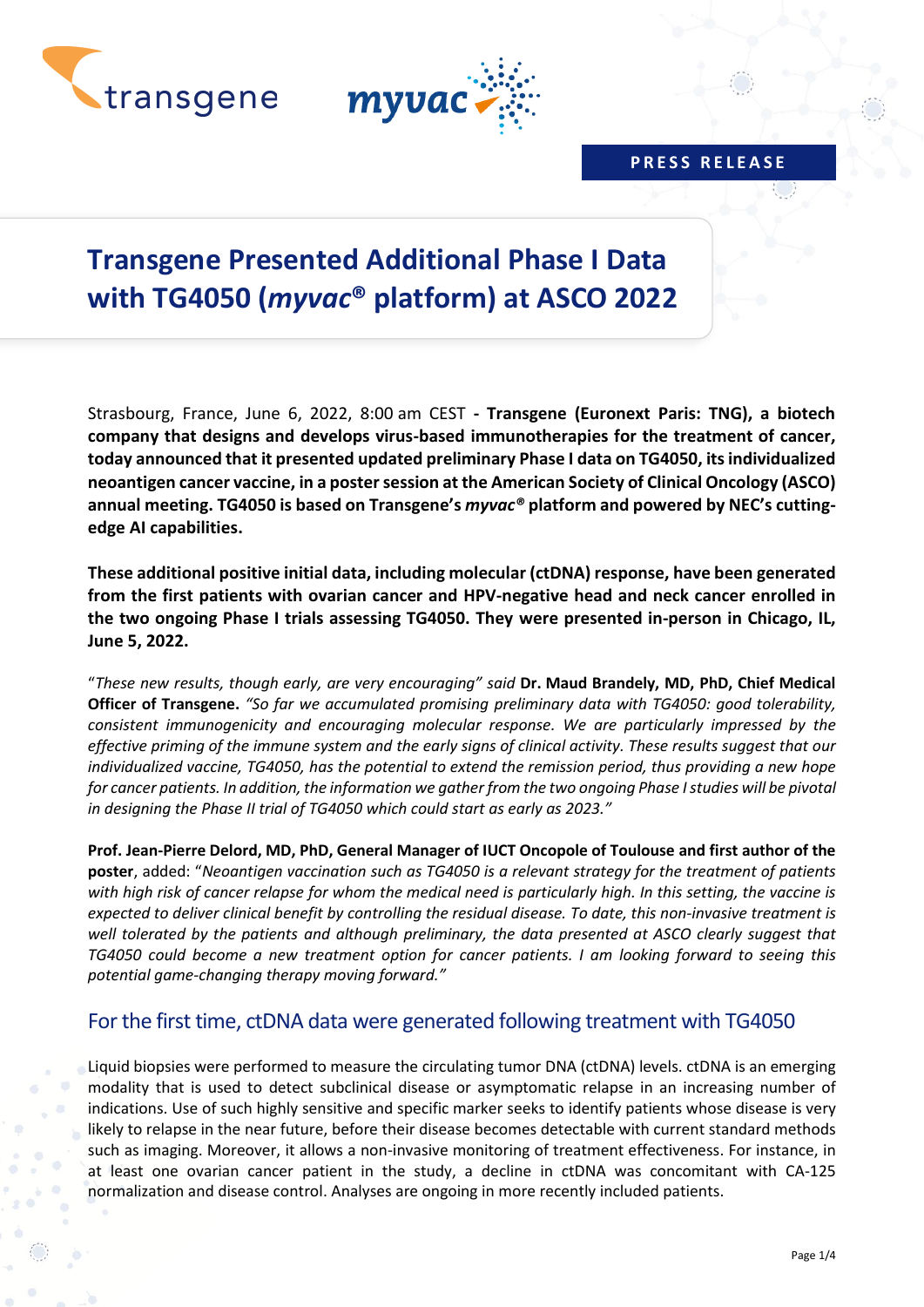PRESS RELEASE

# Transgene Presented Additional Phase I Data with TG4050 (*myvac*® platform) at ASCO 2022

Strasbourg, France, June 6, 2022, 8:00 am CEST - **Transgene (Euronext Paris: TNG), a biotech company that designs and develops virus-based immunotherapies for the treatment of cancer, today announced that it presented updated preliminary Phase I data on TG4050, its individualized neoantigen cancer vaccine, in a poster session at the American Society of Clinical Oncology (ASCO) annual meeting. TG4050 is based on Transgene's *myvac*® platform and powered by NEC's cutting-edge AI capabilities.**

**These additional positive initial data, including molecular (ctDNA) response, have been generated from the first patients with ovarian cancer and HPV-negative head and neck cancer enrolled in the two ongoing Phase I trials assessing TG4050. They were presented in-person in Chicago, IL, June 5, 2022.**

"*These new results, though early, are very encouraging*" said **Dr. Maud Brandely, MD, PhD, Chief Medical Officer of Transgene.** *"So far we accumulated promising preliminary data with TG4050: good tolerability, consistent immunogenicity and encouraging molecular response. We are particularly impressed by the effective priming of the immune system and the early signs of clinical activity. These results suggest that our individualized vaccine, TG4050, has the potential to extend the remission period, thus providing a new hope for cancer patients. In addition, the information we gather from the two ongoing Phase I studies will be pivotal in designing the Phase II trial of TG4050 which could start as early as 2023."*

**Prof. Jean-Pierre Delord, MD, PhD, General Manager of IUCT Oncopole of Toulouse and first author of the poster**, added: "*Neoantigen vaccination such as TG4050 is a relevant strategy for the treatment of patients with high risk of cancer relapse for whom the medical need is particularly high. In this setting, the vaccine is expected to deliver clinical benefit by controlling the residual disease. To date, this non-invasive treatment is well tolerated by the patients and although preliminary, the data presented at ASCO clearly suggest that TG4050 could become a new treatment option for cancer patients. I am looking forward to seeing this potential game-changing therapy moving forward."*

## For the first time, ctDNA data were generated following treatment with TG4050

Liquid biopsies were performed to measure the circulating tumor DNA (ctDNA) levels. ctDNA is an emerging modality that is used to detect subclinical disease or asymptomatic relapse in an increasing number of indications. Use of such highly sensitive and specific marker seeks to identify patients whose disease is very likely to relapse in the near future, before their disease becomes detectable with current standard methods such as imaging. Moreover, it allows a non-invasive monitoring of treatment effectiveness. For instance, in at least one ovarian cancer patient in the study, a decline in ctDNA was concomitant with CA-125 normalization and disease control. Analyses are ongoing in more recently included patients.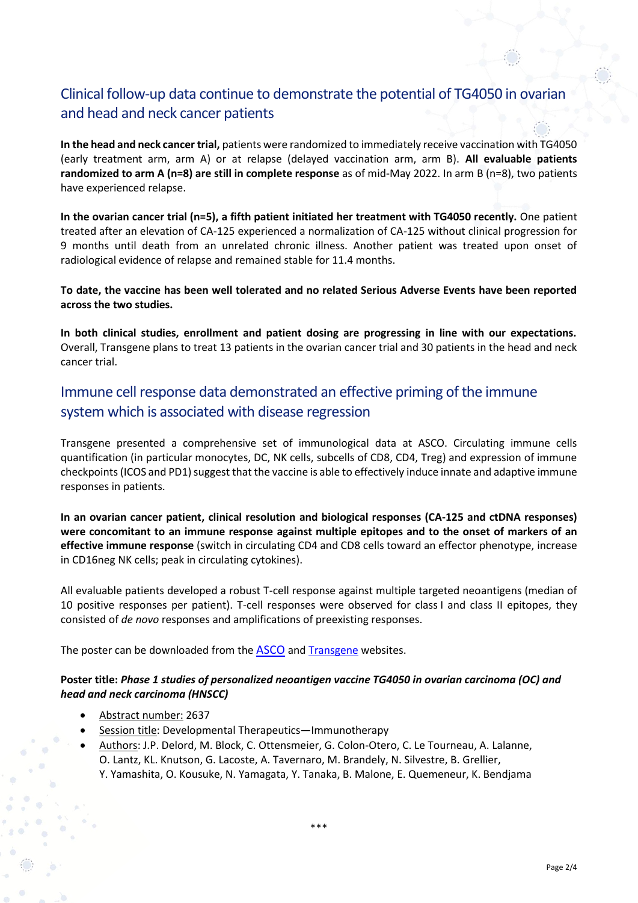## Clinical follow-up data continue to demonstrate the potential of TG4050 in ovarian and head and neck cancer patients

**In the head and neck cancer trial,** patients were randomized to immediately receive vaccination with TG4050 (early treatment arm, arm A) or at relapse (delayed vaccination arm, arm B). **All evaluable patients randomized to arm A (n=8) are still in complete response** as of mid-May 2022. In arm B (n=8), two patients have experienced relapse.

**In the ovarian cancer trial (n=5), a fifth patient initiated her treatment with TG4050 recently.** One patient treated after an elevation of CA-125 experienced a normalization of CA-125 without clinical progression for 9 months until death from an unrelated chronic illness. Another patient was treated upon onset of radiological evidence of relapse and remained stable for 11.4 months.

**To date, the vaccine has been well tolerated and no related Serious Adverse Events have been reported across the two studies.**

**In both clinical studies, enrollment and patient dosing are progressing in line with our expectations.** Overall, Transgene plans to treat 13 patients in the ovarian cancer trial and 30 patients in the head and neck cancer trial.

## Immune cell response data demonstrated an effective priming of the immune system which is associated with disease regression

Transgene presented a comprehensive set of immunological data at ASCO. Circulating immune cells quantification (in particular monocytes, DC, NK cells, subcells of CD8, CD4, Treg) and expression of immune checkpoints (ICOS and PD1) suggest that the vaccine is able to effectively induce innate and adaptive immune responses in patients.

**In an ovarian cancer patient, clinical resolution and biological responses (CA-125 and ctDNA responses) were concomitant to an immune response against multiple epitopes and to the onset of markers of an effective immune response** (switch in circulating CD4 and CD8 cells toward an effector phenotype, increase in CD16neg NK cells; peak in circulating cytokines).

All evaluable patients developed a robust T-cell response against multiple targeted neoantigens (median of 10 positive responses per patient). T-cell responses were observed for class I and class II epitopes, they consisted of *de novo* responses and amplifications of preexisting responses.

The poster can be downloaded from the ASCO and Transgene websites.

**Poster title: *Phase 1 studies of personalized neoantigen vaccine TG4050 in ovarian carcinoma (OC) and head and neck carcinoma (HNSCC)***

- Abstract number: 2637
- Session title: Developmental Therapeutics—Immunotherapy
- Authors: J.P. Delord, M. Block, C. Ottensmeier, G. Colon-Otero, C. Le Tourneau, A. Lalanne, O. Lantz, KL. Knutson, G. Lacoste, A. Tavernaro, M. Brandely, N. Silvestre, B. Grellier, Y. Yamashita, O. Kousuke, N. Yamagata, Y. Tanaka, B. Malone, E. Quemeneur, K. Bendjama

\*\*\*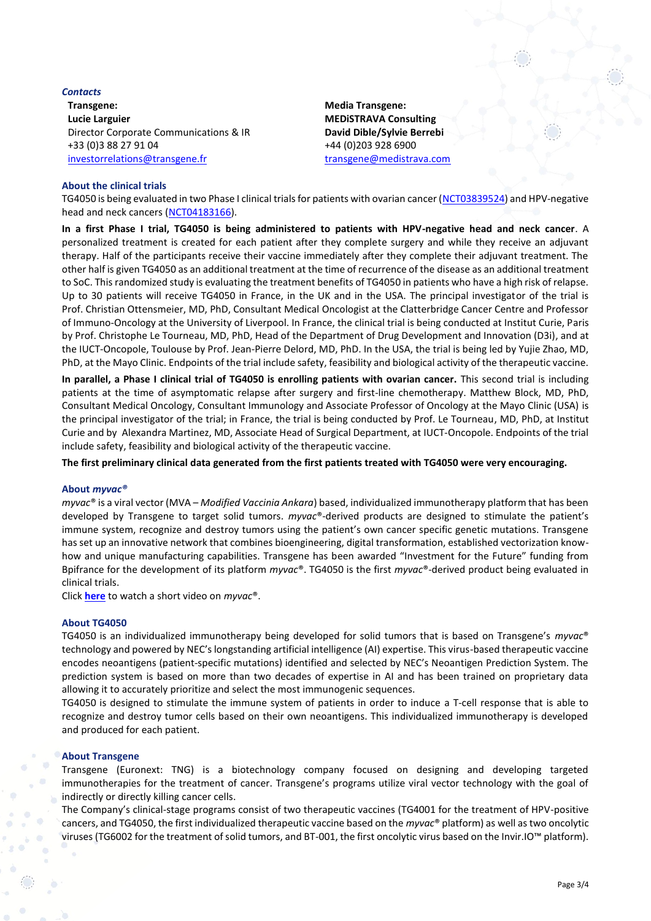### *Contacts*

**Transgene:**
**Lucie Larguier**
Director Corporate Communications & IR
+33 (0)3 88 27 91 04
[investorrelations@transgene.fr](mailto:investorrelations@transgene.fr)

**Media Transgene:**
**MEDiSTRAVA Consulting**
**David Dible/Sylvie Berrebi**
+44 (0)203 928 6900
[transgene@medistrava.com](mailto:transgene@medistrava.com)

### About the clinical trials

TG4050 is being evaluated in two Phase I clinical trials for patients with ovarian cancer (NCT03839524) and HPV-negative head and neck cancers (NCT04183166).

**In a first Phase I trial, TG4050 is being administered to patients with HPV-negative head and neck cancer**. A personalized treatment is created for each patient after they complete surgery and while they receive an adjuvant therapy. Half of the participants receive their vaccine immediately after they complete their adjuvant treatment. The other half is given TG4050 as an additional treatment at the time of recurrence of the disease as an additional treatment to SoC. This randomized study is evaluating the treatment benefits of TG4050 in patients who have a high risk of relapse. Up to 30 patients will receive TG4050 in France, in the UK and in the USA. The principal investigator of the trial is Prof. Christian Ottensmeier, MD, PhD, Consultant Medical Oncologist at the Clatterbridge Cancer Centre and Professor of Immuno-Oncology at the University of Liverpool. In France, the clinical trial is being conducted at Institut Curie, Paris by Prof. Christophe Le Tourneau, MD, PhD, Head of the Department of Drug Development and Innovation (D3i), and at the IUCT-Oncopole, Toulouse by Prof. Jean-Pierre Delord, MD, PhD. In the USA, the trial is being led by Yujie Zhao, MD, PhD, at the Mayo Clinic. Endpoints of the trial include safety, feasibility and biological activity of the therapeutic vaccine.

**In parallel, a Phase I clinical trial of TG4050 is enrolling patients with ovarian cancer.** This second trial is including patients at the time of asymptomatic relapse after surgery and first-line chemotherapy. Matthew Block, MD, PhD, Consultant Medical Oncology, Consultant Immunology and Associate Professor of Oncology at the Mayo Clinic (USA) is the principal investigator of the trial; in France, the trial is being conducted by Prof. Le Tourneau, MD, PhD, at Institut Curie and by Alexandra Martinez, MD, Associate Head of Surgical Department, at IUCT-Oncopole. Endpoints of the trial include safety, feasibility and biological activity of the therapeutic vaccine.

**The first preliminary clinical data generated from the first patients treated with TG4050 were very encouraging.**

### About *myvac®*

*myvac®* is a viral vector (MVA – *Modified Vaccinia Ankara*) based, individualized immunotherapy platform that has been developed by Transgene to target solid tumors. *myvac®*-derived products are designed to stimulate the patient's immune system, recognize and destroy tumors using the patient's own cancer specific genetic mutations. Transgene has set up an innovative network that combines bioengineering, digital transformation, established vectorization know-how and unique manufacturing capabilities. Transgene has been awarded "Investment for the Future" funding from Bpifrance for the development of its platform *myvac®*. TG4050 is the first *myvac®*-derived product being evaluated in clinical trials.
Click **here** to watch a short video on *myvac®*.

### About TG4050

TG4050 is an individualized immunotherapy being developed for solid tumors that is based on Transgene's *myvac®* technology and powered by NEC's longstanding artificial intelligence (AI) expertise. This virus-based therapeutic vaccine encodes neoantigens (patient-specific mutations) identified and selected by NEC's Neoantigen Prediction System. The prediction system is based on more than two decades of expertise in AI and has been trained on proprietary data allowing it to accurately prioritize and select the most immunogenic sequences.
TG4050 is designed to stimulate the immune system of patients in order to induce a T-cell response that is able to recognize and destroy tumor cells based on their own neoantigens. This individualized immunotherapy is developed and produced for each patient.

### About Transgene

Transgene (Euronext: TNG) is a biotechnology company focused on designing and developing targeted immunotherapies for the treatment of cancer. Transgene's programs utilize viral vector technology with the goal of indirectly or directly killing cancer cells.
The Company's clinical-stage programs consist of two therapeutic vaccines (TG4001 for the treatment of HPV-positive cancers, and TG4050, the first individualized therapeutic vaccine based on the *myvac®* platform) as well as two oncolytic viruses (TG6002 for the treatment of solid tumors, and BT-001, the first oncolytic virus based on the Invir.IO™ platform).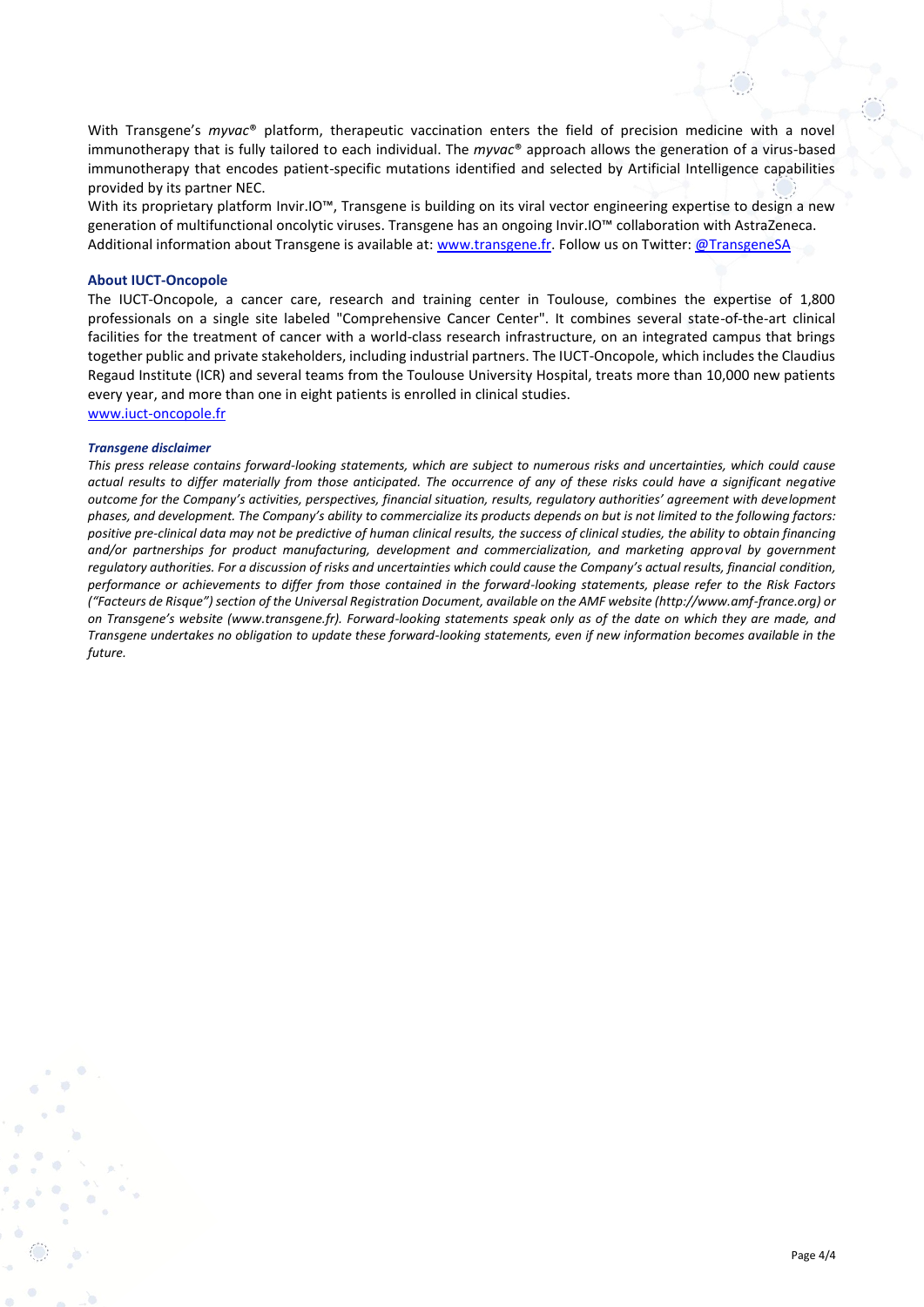With Transgene's *myvac*® platform, therapeutic vaccination enters the field of precision medicine with a novel immunotherapy that is fully tailored to each individual. The *myvac*® approach allows the generation of a virus-based immunotherapy that encodes patient-specific mutations identified and selected by Artificial Intelligence capabilities provided by its partner NEC.
With its proprietary platform Invir.IO™, Transgene is building on its viral vector engineering expertise to design a new generation of multifunctional oncolytic viruses. Transgene has an ongoing Invir.IO™ collaboration with AstraZeneca.
Additional information about Transgene is available at: [www.transgene.fr](www.transgene.fr). Follow us on Twitter: [@TransgeneSA](@TransgeneSA)

### About IUCT-Oncopole

The IUCT-Oncopole, a cancer care, research and training center in Toulouse, combines the expertise of 1,800 professionals on a single site labeled "Comprehensive Cancer Center". It combines several state-of-the-art clinical facilities for the treatment of cancer with a world-class research infrastructure, on an integrated campus that brings together public and private stakeholders, including industrial partners. The IUCT-Oncopole, which includes the Claudius Regaud Institute (ICR) and several teams from the Toulouse University Hospital, treats more than 10,000 new patients every year, and more than one in eight patients is enrolled in clinical studies.
[www.iuct-oncopole.fr](www.iuct-oncopole.fr)

***Transgene disclaimer***

*This press release contains forward-looking statements, which are subject to numerous risks and uncertainties, which could cause actual results to differ materially from those anticipated. The occurrence of any of these risks could have a significant negative outcome for the Company's activities, perspectives, financial situation, results, regulatory authorities' agreement with development phases, and development. The Company's ability to commercialize its products depends on but is not limited to the following factors: positive pre-clinical data may not be predictive of human clinical results, the success of clinical studies, the ability to obtain financing and/or partnerships for product manufacturing, development and commercialization, and marketing approval by government regulatory authorities. For a discussion of risks and uncertainties which could cause the Company's actual results, financial condition, performance or achievements to differ from those contained in the forward-looking statements, please refer to the Risk Factors ("Facteurs de Risque") section of the Universal Registration Document, available on the AMF website (http://www.amf-france.org) or on Transgene's website (www.transgene.fr). Forward-looking statements speak only as of the date on which they are made, and Transgene undertakes no obligation to update these forward-looking statements, even if new information becomes available in the future.*